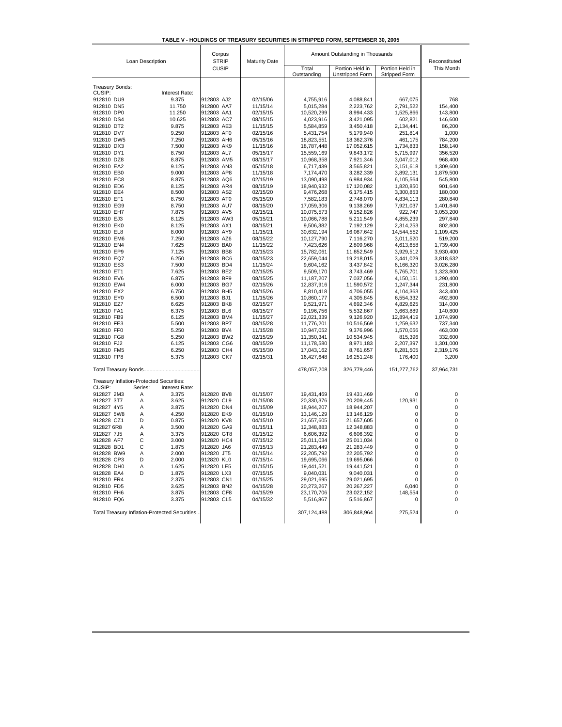**TABLE V - HOLDINGS OF TREASURY SECURITIES IN STRIPPED FORM, SEPTEMBER 30, 2005**

| Loan Description | | | Corpus STRIP CUSIP | Maturity Date | Amount Outstanding in Thousands | | | Reconstituted This Month |
|---|---|---|---|---|---|---|---|---|
| | | | | | Total Outstanding | Portion Held in Unstripped Form | Portion Held in Stripped Form | |
| **Treasury Bonds:** | | | | | | | | |
| CUSIP: | | Interest Rate: | | | | | | |
| 912810 DU9 | | 9.375 | 912803 AJ2 | 02/15/06 | 4,755,916 | 4,088,841 | 667,075 | 768 |
| 912810 DN5 | | 11.750 | 912800 AA7 | 11/15/14 | 5,015,284 | 2,223,762 | 2,791,522 | 154,400 |
| 912810 DP0 | | 11.250 | 912803 AA1 | 02/15/15 | 10,520,299 | 8,994,433 | 1,525,866 | 143,800 |
| 912810 DS4 | | 10.625 | 912803 AC7 | 08/15/15 | 4,023,916 | 3,421,095 | 602,821 | 146,600 |
| 912810 DT2 | | 9.875 | 912803 AE3 | 11/15/15 | 5,584,859 | 3,450,418 | 2,134,441 | 86,200 |
| 912810 DV7 | | 9.250 | 912803 AF0 | 02/15/16 | 5,431,754 | 5,179,940 | 251,814 | 1,000 |
| 912810 DW5 | | 7.250 | 912803 AH6 | 05/15/16 | 18,823,551 | 18,362,376 | 461,175 | 784,200 |
| 912810 DX3 | | 7.500 | 912803 AK9 | 11/15/16 | 18,787,448 | 17,052,615 | 1,734,833 | 158,140 |
| 912810 DY1 | | 8.750 | 912803 AL7 | 05/15/17 | 15,559,169 | 9,843,172 | 5,715,997 | 356,520 |
| 912810 DZ8 | | 8.875 | 912803 AM5 | 08/15/17 | 10,968,358 | 7,921,346 | 3,047,012 | 968,400 |
| 912810 EA2 | | 9.125 | 912803 AN3 | 05/15/18 | 6,717,439 | 3,565,821 | 3,151,618 | 1,309,600 |
| 912810 EB0 | | 9.000 | 912803 AP8 | 11/15/18 | 7,174,470 | 3,282,339 | 3,892,131 | 1,879,500 |
| 912810 EC8 | | 8.875 | 912803 AQ6 | 02/15/19 | 13,090,498 | 6,984,934 | 6,105,564 | 545,800 |
| 912810 ED6 | | 8.125 | 912803 AR4 | 08/15/19 | 18,940,932 | 17,120,082 | 1,820,850 | 901,640 |
| 912810 EE4 | | 8.500 | 912803 AS2 | 02/15/20 | 9,476,268 | 6,175,415 | 3,300,853 | 180,000 |
| 912810 EF1 | | 8.750 | 912803 AT0 | 05/15/20 | 7,582,183 | 2,748,070 | 4,834,113 | 280,840 |
| 912810 EG9 | | 8.750 | 912803 AU7 | 08/15/20 | 17,059,306 | 9,138,269 | 7,921,037 | 1,401,840 |
| 912810 EH7 | | 7.875 | 912803 AV5 | 02/15/21 | 10,075,573 | 9,152,826 | 922,747 | 3,053,200 |
| 912810 EJ3 | | 8.125 | 912803 AW3 | 05/15/21 | 10,066,788 | 5,211,549 | 4,855,239 | 297,840 |
| 912810 EK0 | | 8.125 | 912803 AX1 | 08/15/21 | 9,506,382 | 7,192,129 | 2,314,253 | 802,800 |
| 912810 EL8 | | 8.000 | 912803 AY9 | 11/15/21 | 30,632,194 | 16,087,642 | 14,544,552 | 1,109,425 |
| 912810 EM6 | | 7.250 | 912803 AZ6 | 08/15/22 | 10,127,790 | 7,116,270 | 3,011,520 | 519,200 |
| 912810 EN4 | | 7.625 | 912803 BA0 | 11/15/22 | 7,423,626 | 2,809,968 | 4,613,658 | 1,739,400 |
| 912810 EP9 | | 7.125 | 912803 BB8 | 02/15/23 | 15,782,061 | 11,852,549 | 3,929,512 | 3,930,400 |
| 912810 EQ7 | | 6.250 | 912803 BC6 | 08/15/23 | 22,659,044 | 19,218,015 | 3,441,029 | 3,818,632 |
| 912810 ES3 | | 7.500 | 912803 BD4 | 11/15/24 | 9,604,162 | 3,437,842 | 6,166,320 | 3,026,280 |
| 912810 ET1 | | 7.625 | 912803 BE2 | 02/15/25 | 9,509,170 | 3,743,469 | 5,765,701 | 1,323,800 |
| 912810 EV6 | | 6.875 | 912803 BF9 | 08/15/25 | 11,187,207 | 7,037,056 | 4,150,151 | 1,290,400 |
| 912810 EW4 | | 6.000 | 912803 BG7 | 02/15/26 | 12,837,916 | 11,590,572 | 1,247,344 | 231,800 |
| 912810 EX2 | | 6.750 | 912803 BH5 | 08/15/26 | 8,810,418 | 4,706,055 | 4,104,363 | 343,400 |
| 912810 EY0 | | 6.500 | 912803 BJ1 | 11/15/26 | 10,860,177 | 4,305,845 | 6,554,332 | 492,800 |
| 912810 EZ7 | | 6.625 | 912803 BK8 | 02/15/27 | 9,521,971 | 4,692,346 | 4,829,625 | 314,000 |
| 912810 FA1 | | 6.375 | 912803 BL6 | 08/15/27 | 9,196,756 | 5,532,867 | 3,663,889 | 140,800 |
| 912810 FB9 | | 6.125 | 912803 BM4 | 11/15/27 | 22,021,339 | 9,126,920 | 12,894,419 | 1,074,990 |
| 912810 FE3 | | 5.500 | 912803 BP7 | 08/15/28 | 11,776,201 | 10,516,569 | 1,259,632 | 737,340 |
| 912810 FF0 | | 5.250 | 912803 BV4 | 11/15/28 | 10,947,052 | 9,376,996 | 1,570,056 | 463,000 |
| 912810 FG8 | | 5.250 | 912803 BW2 | 02/15/29 | 11,350,341 | 10,534,945 | 815,396 | 332,600 |
| 912810 FJ2 | | 6.125 | 912803 CG6 | 08/15/29 | 11,178,580 | 8,971,183 | 2,207,397 | 1,301,000 |
| 912810 FM5 | | 6.250 | 912803 CH4 | 05/15/30 | 17,043,162 | 8,761,657 | 8,281,505 | 2,319,176 |
| 912810 FP8 | | 5.375 | 912803 CK7 | 02/15/31 | 16,427,648 | 16,251,248 | 176,400 | 3,200 |
| Total Treasury Bonds....................................... | | | | | 478,057,208 | 326,779,446 | 151,277,762 | 37,964,731 |
| **Treasury Inflation-Protected Securities:** | | | | | | | | |
| CUSIP: | Series: | Interest Rate: | | | | | | |
| 912827 2M3 | A | 3.375 | 912820 BV8 | 01/15/07 | 19,431,469 | 19,431,469 | 0 | 0 |
| 912827 3T7 | A | 3.625 | 912820 CL9 | 01/15/08 | 20,330,376 | 20,209,445 | 120,931 | 0 |
| 912827 4Y5 | A | 3.875 | 912820 DN4 | 01/15/09 | 18,944,207 | 18,944,207 | 0 | 0 |
| 912827 5W8 | A | 4.250 | 912820 EK9 | 01/15/10 | 13,146,129 | 13,146,129 | 0 | 0 |
| 912828 CZ1 | D | 0.875 | 912820 KV8 | 04/15/10 | 21,657,605 | 21,657,605 | 0 | 0 |
| 912827 6R8 | A | 3.500 | 912820 GA9 | 01/15/11 | 12,348,883 | 12,348,883 | 0 | 0 |
| 912827 7J5 | A | 3.375 | 912820 GT8 | 01/15/12 | 6,606,392 | 6,606,392 | 0 | 0 |
| 912828 AF7 | C | 3.000 | 912820 HC4 | 07/15/12 | 25,011,034 | 25,011,034 | 0 | 0 |
| 912828 BD1 | C | 1.875 | 912820 JA6 | 07/15/13 | 21,283,449 | 21,283,449 | 0 | 0 |
| 912828 BW9 | A | 2.000 | 912820 JT5 | 01/15/14 | 22,205,792 | 22,205,792 | 0 | 0 |
| 912828 CP3 | D | 2.000 | 912820 KL0 | 07/15/14 | 19,695,066 | 19,695,066 | 0 | 0 |
| 912828 DH0 | A | 1.625 | 912820 LE5 | 01/15/15 | 19,441,521 | 19,441,521 | 0 | 0 |
| 912828 EA4 | D | 1.875 | 912820 LX3 | 07/15/15 | 9,040,031 | 9,040,031 | 0 | 0 |
| 912810 FR4 | | 2.375 | 912803 CN1 | 01/15/25 | 29,021,695 | 29,021,695 | 0 | 0 |
| 912810 FD5 | | 3.625 | 912803 BN2 | 04/15/28 | 20,273,267 | 20,267,227 | 6,040 | 0 |
| 912810 FH6 | | 3.875 | 912803 CF8 | 04/15/29 | 23,170,706 | 23,022,152 | 148,554 | 0 |
| 912810 FQ6 | | 3.375 | 912803 CL5 | 04/15/32 | 5,516,867 | 5,516,867 | 0 | 0 |
| Total Treasury Inflation-Protected Securities... | | | | | 307,124,488 | 306,848,964 | 275,524 | 0 |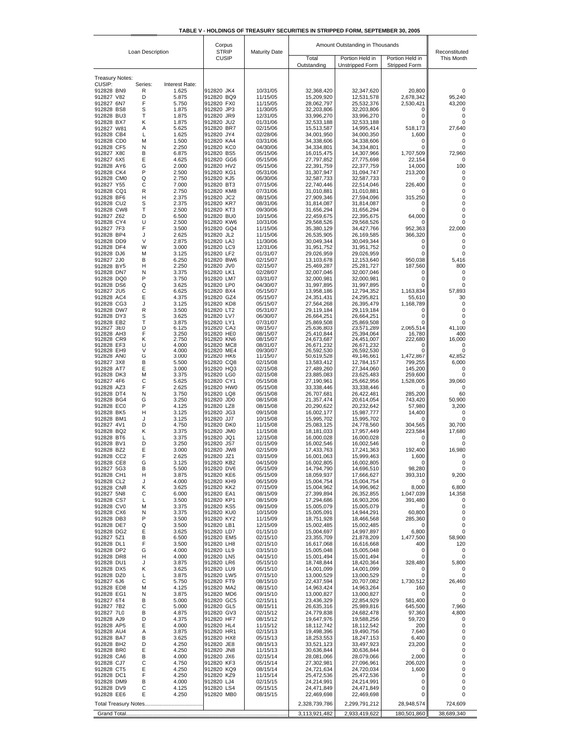**TABLE V - HOLDINGS OF TREASURY SECURITIES IN STRIPPED FORM, SEPTEMBER 30, 2005**

| Loan Description | | | Corpus STRIP CUSIP | Maturity Date | Amount Outstanding in Thousands | | | Reconstituted This Month |
|---|---|---|---|---|---|---|---|---|
| | | | | | Total Outstanding | Portion Held in Unstripped Form | Portion Held in Stripped Form | |
| Treasury Notes: | | | | | | | | |
| CUSIP: | Series: | Interest Rate: | | | | | | |
| 912828 BN9 | R | 1.625 | 912820 JK4 | 10/31/05 | 32,368,420 | 32,347,620 | 20,800 | 0 |
| 912827 V82 | D | 5.875 | 912820 BQ9 | 11/15/05 | 15,209,920 | 12,531,578 | 2,678,342 | 95,240 |
| 912827 6N7 | F | 5.750 | 912820 FX0 | 11/15/05 | 28,062,797 | 25,532,376 | 2,530,421 | 43,200 |
| 912828 BS8 | S | 1.875 | 912820 JP3 | 11/30/05 | 32,203,806 | 32,203,806 | 0 | 0 |
| 912828 BU3 | T | 1.875 | 912820 JR9 | 12/31/05 | 33,996,270 | 33,996,270 | 0 | 0 |
| 912828 BX7 | K | 1.875 | 912820 JU2 | 01/31/06 | 32,533,188 | 32,533,188 | 0 | 0 |
| 912827 W81 | A | 5.625 | 912820 BR7 | 02/15/06 | 15,513,587 | 14,995,414 | 518,173 | 27,640 |
| 912828 CB4 | L | 1.625 | 912820 JY4 | 02/28/06 | 34,001,950 | 34,000,350 | 1,600 | 0 |
| 912828 CD0 | M | 1.500 | 912820 KA4 | 03/31/06 | 34,338,606 | 34,338,606 | 0 | 0 |
| 912828 CF5 | N | 2.250 | 912820 KC0 | 04/30/06 | 34,334,801 | 34,334,801 | 0 | 0 |
| 912827 X80 | B | 6.875 | 912820 BS5 | 05/15/06 | 16,015,475 | 14,307,966 | 1,707,509 | 72,960 |
| 912827 6X5 | E | 4.625 | 912820 GG6 | 05/15/06 | 27,797,852 | 27,775,698 | 22,154 | 0 |
| 912828 AY6 | G | 2.000 | 912820 HV2 | 05/15/06 | 22,391,759 | 22,377,759 | 14,000 | 100 |
| 912828 CK4 | P | 2.500 | 912820 KG1 | 05/31/06 | 31,307,947 | 31,094,747 | 213,200 | 0 |
| 912828 CM0 | Q | 2.750 | 912820 KJ5 | 06/30/06 | 32,587,733 | 32,587,733 | 0 | 0 |
| 912827 Y55 | C | 7.000 | 912820 BT3 | 07/15/06 | 22,740,446 | 22,514,046 | 226,400 | 0 |
| 912828 CQ1 | R | 2.750 | 912820 KM8 | 07/31/06 | 31,010,881 | 31,010,881 | 0 | 0 |
| 912828 BF6 | H | 2.375 | 912820 JC2 | 08/15/06 | 27,909,346 | 27,594,096 | 315,250 | 0 |
| 912828 CU2 | S | 2.375 | 912820 KR7 | 08/31/06 | 31,814,087 | 31,814,087 | 0 | 0 |
| 912828 CW8 | T | 2.500 | 912820 KT3 | 09/30/06 | 31,656,294 | 31,656,294 | 0 | 0 |
| 912827 Z62 | D | 6.500 | 912820 BU0 | 10/15/06 | 22,459,675 | 22,395,675 | 64,000 | 0 |
| 912828 CY4 | U | 2.500 | 912820 KW6 | 10/31/06 | 29,568,526 | 29,568,526 | 0 | 0 |
| 912827 7F3 | F | 3.500 | 912820 GQ4 | 11/15/06 | 35,380,129 | 34,427,766 | 952,363 | 22,000 |
| 912828 BP4 | J | 2.625 | 912820 JL2 | 11/15/06 | 26,535,905 | 26,169,585 | 366,320 | 0 |
| 912828 DD9 | V | 2.875 | 912820 LA3 | 11/30/06 | 30,049,344 | 30,049,344 | 0 | 0 |
| 912828 DF4 | W | 3.000 | 912820 LC9 | 12/31/06 | 31,951,752 | 31,951,752 | 0 | 0 |
| 912828 DJ6 | M | 3.125 | 912820 LF2 | 01/31/07 | 29,026,959 | 29,026,959 | 0 | 0 |
| 912827 2J0 | B | 6.250 | 912820 BW6 | 02/15/07 | 13,103,678 | 12,153,640 | 950,038 | 5,416 |
| 912828 BY5 | H | 2.250 | 912820 JV0 | 02/15/07 | 25,469,287 | 25,281,727 | 187,560 | 800 |
| 912828 DN7 | N | 3.375 | 912820 LK1 | 02/28/07 | 32,007,046 | 32,007,046 | 0 | 0 |
| 912828 DQ0 | P | 3.750 | 912820 LM7 | 03/31/07 | 32,000,981 | 32,000,981 | 0 | 0 |
| 912828 DS6 | Q | 3.625 | 912820 LP0 | 04/30/07 | 31,997,895 | 31,997,895 | 0 | 0 |
| 912827 2U5 | C | 6.625 | 912820 BX4 | 05/15/07 | 13,958,186 | 12,794,352 | 1,163,834 | 57,893 |
| 912828 AC4 | E | 4.375 | 912820 GZ4 | 05/15/07 | 24,351,431 | 24,295,821 | 55,610 | 30 |
| 912828 CG3 | J | 3.125 | 912820 KD8 | 05/15/07 | 27,564,268 | 26,395,479 | 1,168,789 | 0 |
| 912828 DW7 | R | 3.500 | 912820 LT2 | 05/31/07 | 29,119,184 | 29,119,184 | 0 | 0 |
| 912828 DY3 | S | 3.625 | 912820 LV7 | 06/30/07 | 26,664,251 | 26,664,251 | 0 | 0 |
| 912828 EB2 | T | 3.875 | 912820 LY1 | 07/31/07 | 25,869,508 | 25,869,508 | 0 | 0 |
| 912827 3E0 | D | 6.125 | 912820 CA3 | 08/15/07 | 25,636,803 | 23,571,289 | 2,065,514 | 41,100 |
| 912828 AH3 | F | 3.250 | 912820 HE0 | 08/15/07 | 25,410,844 | 25,394,064 | 16,780 | 400 |
| 912828 CR9 | K | 2.750 | 912820 KN6 | 08/15/07 | 24,673,687 | 24,451,007 | 222,680 | 16,000 |
| 912828 EF3 | U | 4.000 | 912820 MC8 | 08/31/07 | 26,671,232 | 26,671,232 | 0 | 0 |
| 912828 EH9 | V | 4.000 | 912820 ME4 | 09/30/07 | 26,592,530 | 26,592,530 | 0 | 0 |
| 912828 AN0 | G | 3.000 | 912820 HK6 | 11/15/07 | 50,619,528 | 49,146,661 | 1,472,867 | 42,852 |
| 912827 3X8 | B | 5.500 | 912820 CQ8 | 02/15/08 | 13,583,412 | 12,784,157 | 799,255 | 6,000 |
| 912828 AT7 | E | 3.000 | 912820 HQ3 | 02/15/08 | 27,489,260 | 27,344,060 | 145,200 | 0 |
| 912828 DK3 | M | 3.375 | 912820 LG0 | 02/15/08 | 23,885,083 | 23,625,483 | 259,600 | 0 |
| 912827 4F6 | C | 5.625 | 912820 CY1 | 05/15/08 | 27,190,961 | 25,662,956 | 1,528,005 | 39,060 |
| 912828 AZ3 | F | 2.625 | 912820 HW0 | 05/15/08 | 33,338,446 | 33,338,446 | 0 | 0 |
| 912828 DT4 | N | 3.750 | 912820 LQ8 | 05/15/08 | 26,707,681 | 26,422,481 | 285,200 | 60 |
| 912828 BG4 | G | 3.250 | 912820 JD0 | 08/15/08 | 21,357,474 | 20,614,054 | 743,420 | 50,900 |
| 912828 EC0 | P | 4.125 | 912820 LZ8 | 08/15/08 | 20,290,622 | 20,232,642 | 57,980 | 3,200 |
| 912828 BK5 | H | 3.125 | 912820 JG3 | 09/15/08 | 16,002,177 | 15,987,777 | 14,400 | 0 |
| 912828 BM1 | J | 3.125 | 912820 JJ7 | 10/15/08 | 15,995,702 | 15,995,702 | 0 | 0 |
| 912827 4V1 | D | 4.750 | 912820 DK0 | 11/15/08 | 25,083,125 | 24,778,560 | 304,565 | 30,700 |
| 912828 BQ2 | K | 3.375 | 912820 JM0 | 11/15/08 | 18,181,033 | 17,957,449 | 223,584 | 17,680 |
| 912828 BT6 | L | 3.375 | 912820 JQ1 | 12/15/08 | 16,000,028 | 16,000,028 | 0 | 0 |
| 912828 BV1 | D | 3.250 | 912820 JS7 | 01/15/09 | 16,002,546 | 16,002,546 | 0 | 0 |
| 912828 BZ2 | E | 3.000 | 912820 JW8 | 02/15/09 | 17,433,763 | 17,241,363 | 192,400 | 16,980 |
| 912828 CC2 | F | 2.625 | 912820 JZ1 | 03/15/09 | 16,001,063 | 15,999,463 | 1,600 | 0 |
| 912828 CE8 | G | 3.125 | 912820 KB2 | 04/15/09 | 16,002,805 | 16,002,805 | 0 | 0 |
| 912827 5G3 | B | 5.500 | 912820 DV6 | 05/15/09 | 14,794,790 | 14,696,510 | 98,280 | 0 |
| 912828 CH1 | H | 3.875 | 912820 KE6 | 05/15/09 | 18,059,937 | 17,666,627 | 393,310 | 9,200 |
| 912828 CL2 | J | 4.000 | 912820 KH9 | 06/15/09 | 15,004,754 | 15,004,754 | 0 | 0 |
| 912828 CN8 | K | 3.625 | 912820 KK2 | 07/15/09 | 15,004,962 | 14,996,962 | 8,000 | 6,800 |
| 912827 5N8 | C | 6.000 | 912820 EA1 | 08/15/09 | 27,399,894 | 26,352,855 | 1,047,039 | 14,358 |
| 912828 CS7 | L | 3.500 | 912820 KP1 | 08/15/09 | 17,294,686 | 16,903,206 | 391,480 | 0 |
| 912828 CV0 | M | 3.375 | 912820 KS5 | 09/15/09 | 15,005,079 | 15,005,079 | 0 | 0 |
| 912828 CX6 | N | 3.375 | 912820 KU0 | 10/15/09 | 15,005,091 | 14,944,291 | 60,800 | 0 |
| 912828 DB3 | P | 3.500 | 912820 KY2 | 11/15/09 | 18,751,928 | 18,466,568 | 285,360 | 0 |
| 912828 DE7 | Q | 3.500 | 912820 LB1 | 12/15/09 | 15,002,485 | 15,002,485 | 0 | 0 |
| 912828 DG2 | E | 3.625 | 912820 LD7 | 01/15/10 | 15,004,697 | 14,997,897 | 6,800 | 0 |
| 912827 5Z1 | B | 6.500 | 912820 EM5 | 02/15/10 | 23,355,709 | 21,878,209 | 1,477,500 | 58,900 |
| 912828 DL1 | F | 3.500 | 912820 LH8 | 02/15/10 | 16,617,068 | 16,616,668 | 400 | 120 |
| 912828 DP2 | G | 4.000 | 912820 LL9 | 03/15/10 | 15,005,048 | 15,005,048 | 0 | 0 |
| 912828 DR8 | H | 4.000 | 912820 LN5 | 04/15/10 | 15,001,494 | 15,001,494 | 0 | 0 |
| 912828 DU1 | J | 3.875 | 912820 LR6 | 05/15/10 | 18,748,844 | 18,420,364 | 328,480 | 5,800 |
| 912828 DX5 | K | 3.625 | 912820 LU9 | 06/15/10 | 14,001,099 | 14,001,099 | 0 | 0 |
| 912828 DZ0 | L | 3.875 | 912820 LW5 | 07/15/10 | 13,000,529 | 13,000,529 | 0 | 0 |
| 912827 6J6 | C | 5.750 | 912820 FT9 | 08/15/10 | 22,437,594 | 20,707,082 | 1,730,512 | 26,460 |
| 912828 ED8 | M | 4.125 | 912820 MA2 | 08/15/10 | 14,963,424 | 14,963,264 | 160 | 0 |
| 912828 EG1 | N | 3.875 | 912820 MD6 | 09/15/10 | 13,000,827 | 13,000,827 | 0 | 0 |
| 912827 6T4 | B | 5.000 | 912820 GC5 | 02/15/11 | 23,436,329 | 22,854,929 | 581,400 | 0 |
| 912827 7B2 | C | 5.000 | 912820 GL5 | 08/15/11 | 26,635,316 | 25,989,816 | 645,500 | 7,960 |
| 912827 7L0 | B | 4.875 | 912820 GV3 | 02/15/12 | 24,779,838 | 24,682,478 | 97,360 | 4,800 |
| 912828 AJ9 | D | 4.375 | 912820 HF7 | 08/15/12 | 19,647,976 | 19,588,256 | 59,720 | 0 |
| 912828 AP5 | E | 4.000 | 912820 HL4 | 11/15/12 | 18,112,742 | 18,112,542 | 200 | 0 |
| 912828 AU4 | A | 3.875 | 912820 HR1 | 02/15/13 | 19,498,396 | 19,490,756 | 7,640 | 0 |
| 912828 BA7 | B | 3.625 | 912820 HX8 | 05/15/13 | 18,253,553 | 18,247,153 | 6,400 | 0 |
| 912828 BH2 | D | 4.250 | 912820 JE8 | 08/15/13 | 33,521,123 | 33,497,923 | 23,200 | 0 |
| 912828 BR0 | E | 4.250 | 912820 JN8 | 11/15/13 | 30,636,844 | 30,636,844 | 0 | 0 |
| 912828 CA6 | B | 4.000 | 912820 JX6 | 02/15/14 | 28,081,066 | 28,079,066 | 2,000 | 0 |
| 912828 CJ7 | C | 4.750 | 912820 KF3 | 05/15/14 | 27,302,981 | 27,096,961 | 206,020 | 0 |
| 912828 CT5 | E | 4.250 | 912820 KQ9 | 08/15/14 | 24,721,634 | 24,720,034 | 1,600 | 0 |
| 912828 DC1 | F | 4.250 | 912820 KZ9 | 11/15/14 | 25,472,536 | 25,472,536 | 0 | 0 |
| 912828 DM9 | B | 4.000 | 912820 LJ4 | 02/15/15 | 24,214,991 | 24,214,991 | 0 | 0 |
| 912828 DV9 | C | 4.125 | 912820 LS4 | 05/15/15 | 24,471,849 | 24,471,849 | 0 | 0 |
| 912828 EE6 | E | 4.250 | 912820 MB0 | 08/15/15 | 22,469,698 | 22,469,698 | 0 | 0 |
| Total Treasury Notes | | | | | 2,328,739,786 | 2,299,791,212 | 28,948,574 | 724,609 |
| Grand Total | | | | | 3,113,921,482 | 2,933,419,622 | 180,501,860 | 38,689,340 |